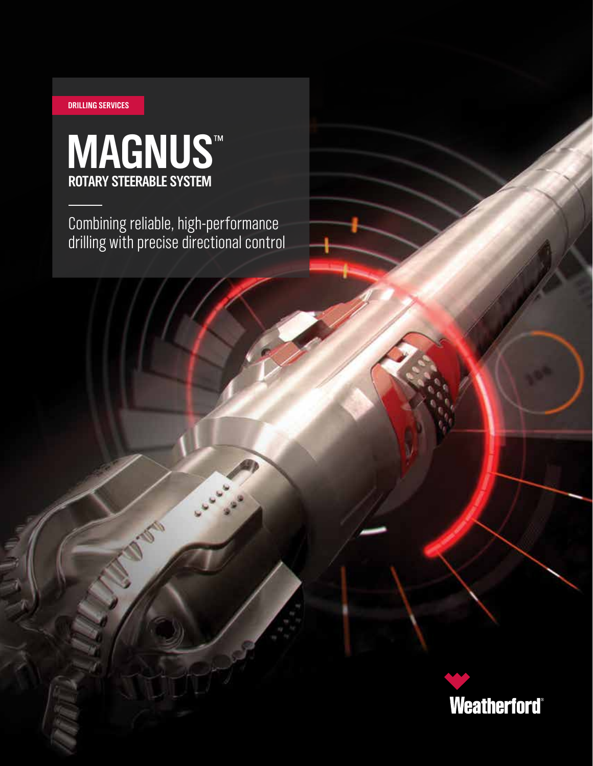DRILLING SERVICES

# MAGNUS™

## ROTARY STEERABLE SYSTEM

Combining reliable, high-performance drilling with precise directional control

Weatherford®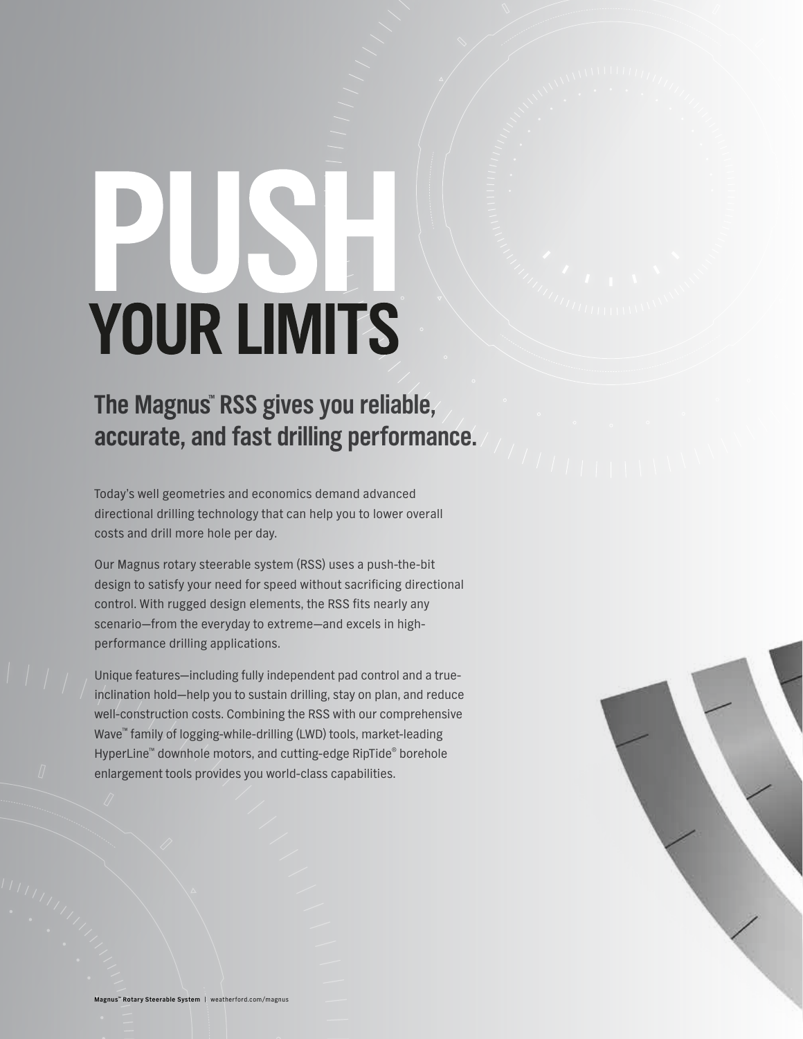# PUSH YOUR LIMITS

## The Magnus™ RSS gives you reliable, accurate, and fast drilling performance.

Today's well geometries and economics demand advanced directional drilling technology that can help you to lower overall costs and drill more hole per day.

Our Magnus rotary steerable system (RSS) uses a push-the-bit design to satisfy your need for speed without sacrificing directional control. With rugged design elements, the RSS fits nearly any scenario—from the everyday to extreme—and excels in high-performance drilling applications.

Unique features—including fully independent pad control and a true-inclination hold—help you to sustain drilling, stay on plan, and reduce well-construction costs. Combining the RSS with our comprehensive Wave™ family of logging-while-drilling (LWD) tools, market-leading HyperLine™ downhole motors, and cutting-edge RipTide® borehole enlargement tools provides you world-class capabilities.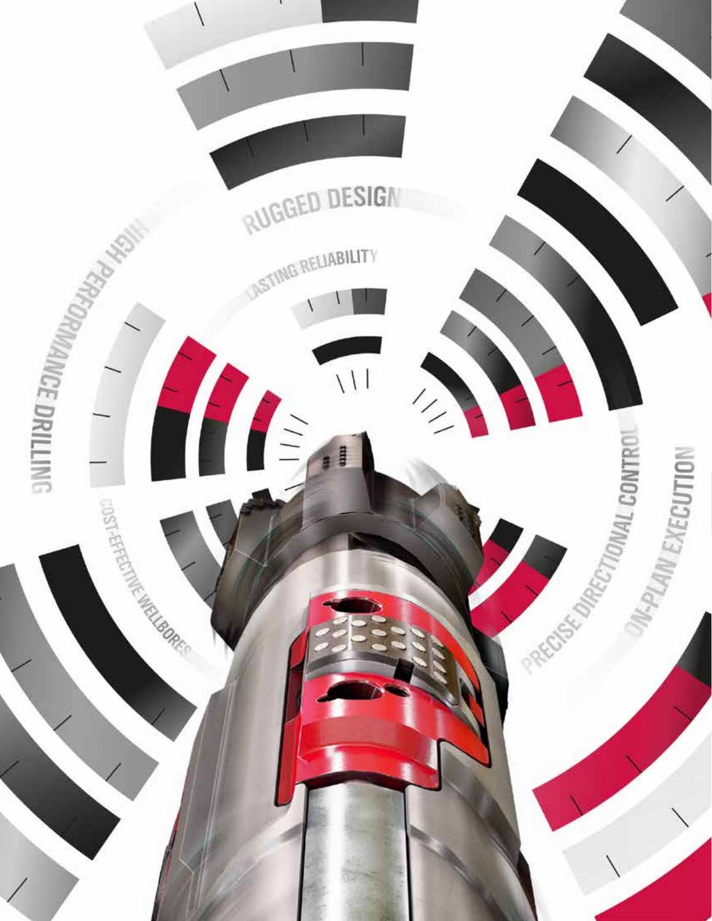HIGH PERFORMANCE DRILLING

RUGGED DESIGN

LASTING RELIABILITY

COST-EFFECTIVE WELLBORES

PRECISE DIRECTIONAL CONTROL

ON-PLAN EXECUTION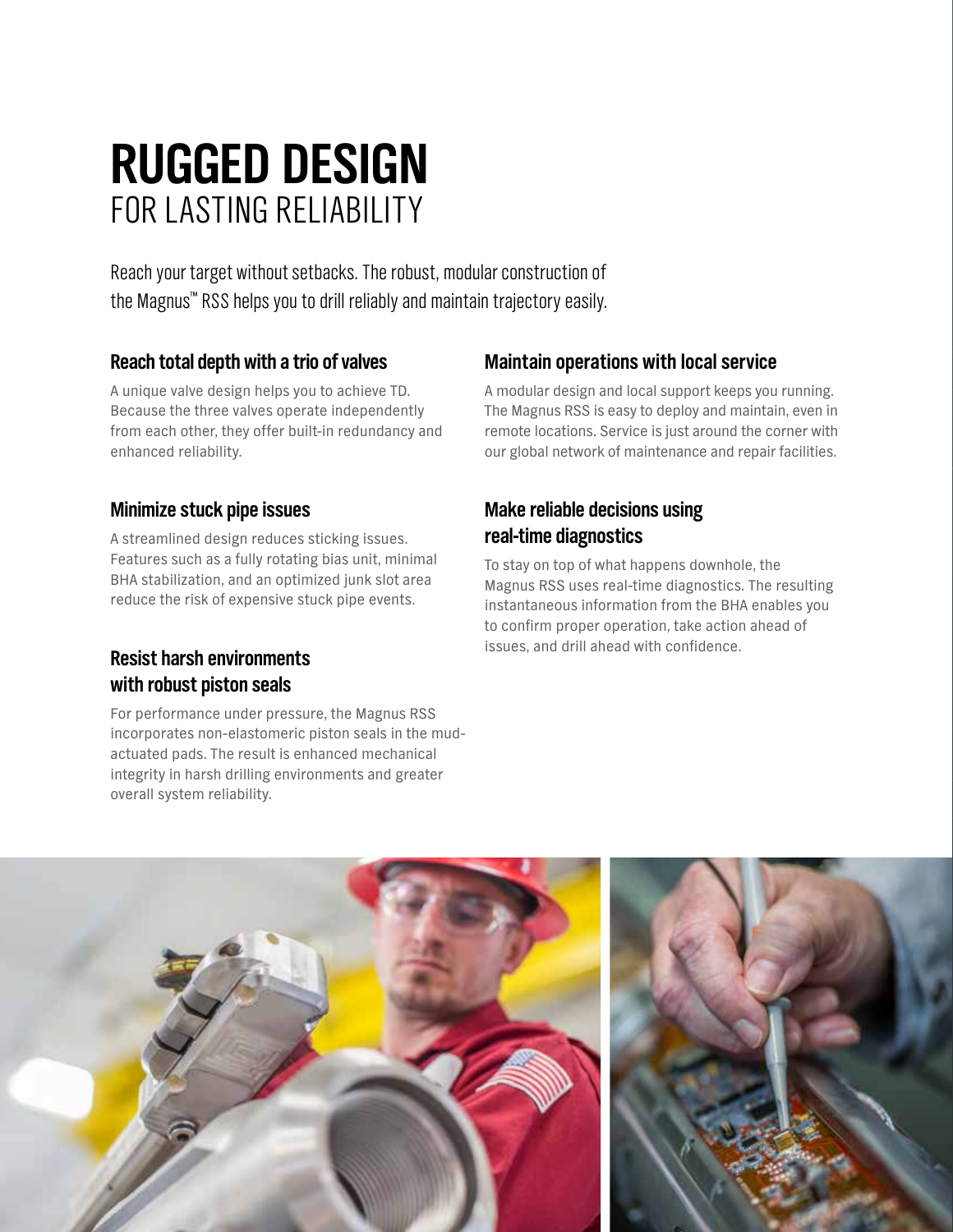# RUGGED DESIGN
## FOR LASTING RELIABILITY

Reach your target without setbacks. The robust, modular construction of the Magnus™ RSS helps you to drill reliably and maintain trajectory easily.

### Reach total depth with a trio of valves

A unique valve design helps you to achieve TD. Because the three valves operate independently from each other, they offer built-in redundancy and enhanced reliability.

### Minimize stuck pipe issues

A streamlined design reduces sticking issues. Features such as a fully rotating bias unit, minimal BHA stabilization, and an optimized junk slot area reduce the risk of expensive stuck pipe events.

### Resist harsh environments with robust piston seals

For performance under pressure, the Magnus RSS incorporates non-elastomeric piston seals in the mud-actuated pads. The result is enhanced mechanical integrity in harsh drilling environments and greater overall system reliability.

### Maintain operations with local service

A modular design and local support keeps you running. The Magnus RSS is easy to deploy and maintain, even in remote locations. Service is just around the corner with our global network of maintenance and repair facilities.

### Make reliable decisions using real-time diagnostics

To stay on top of what happens downhole, the Magnus RSS uses real-time diagnostics. The resulting instantaneous information from the BHA enables you to confirm proper operation, take action ahead of issues, and drill ahead with confidence.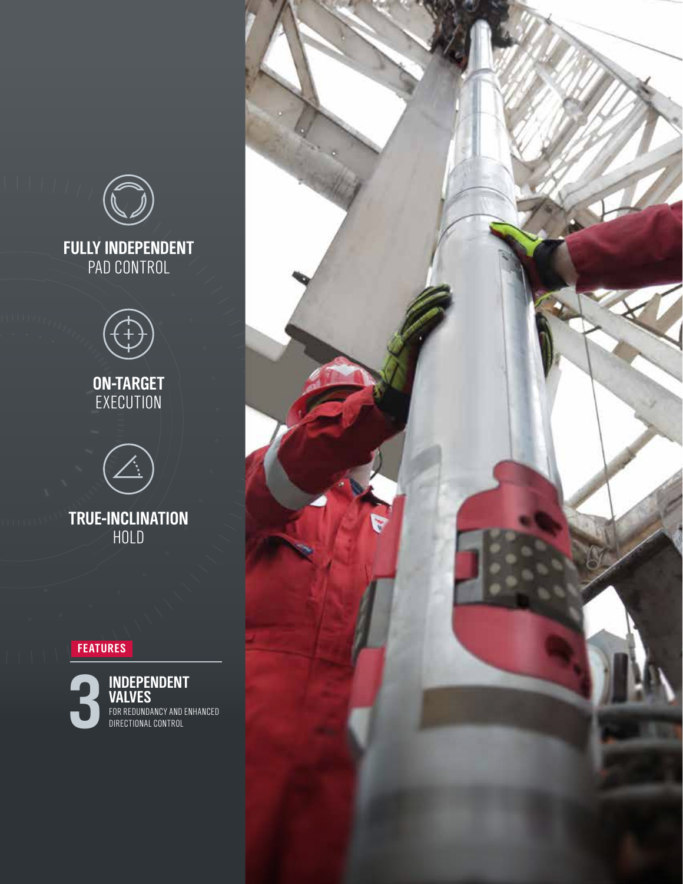**FULLY INDEPENDENT** PAD CONTROL

**ON-TARGET** EXECUTION

**TRUE-INCLINATION** HOLD

**FEATURES**

**3 INDEPENDENT VALVES**
FOR REDUNDANCY AND ENHANCED DIRECTIONAL CONTROL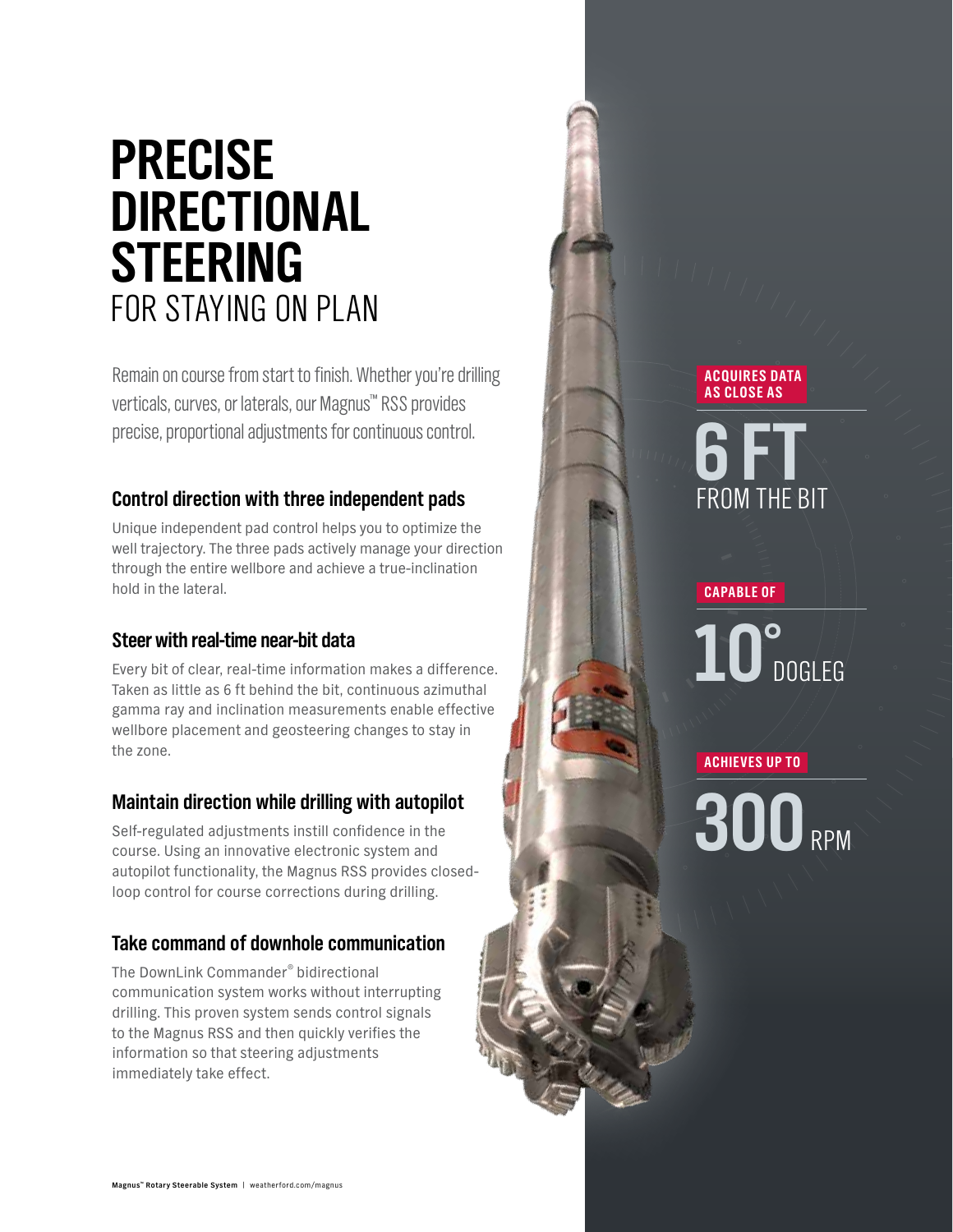# PRECISE DIRECTIONAL STEERING FOR STAYING ON PLAN

Remain on course from start to finish. Whether you're drilling verticals, curves, or laterals, our Magnus™ RSS provides precise, proportional adjustments for continuous control.

## Control direction with three independent pads

Unique independent pad control helps you to optimize the well trajectory. The three pads actively manage your direction through the entire wellbore and achieve a true-inclination hold in the lateral.

## Steer with real-time near-bit data

Every bit of clear, real-time information makes a difference. Taken as little as 6 ft behind the bit, continuous azimuthal gamma ray and inclination measurements enable effective wellbore placement and geosteering changes to stay in the zone.

## Maintain direction while drilling with autopilot

Self-regulated adjustments instill confidence in the course. Using an innovative electronic system and autopilot functionality, the Magnus RSS provides closed-loop control for course corrections during drilling.

## Take command of downhole communication

The DownLink Commander® bidirectional communication system works without interrupting drilling. This proven system sends control signals to the Magnus RSS and then quickly verifies the information so that steering adjustments immediately take effect.

**ACQUIRES DATA AS CLOSE AS**

**6 FT** FROM THE BIT

**CAPABLE OF**

**10°** DOGLEG

**ACHIEVES UP TO**

**300** RPM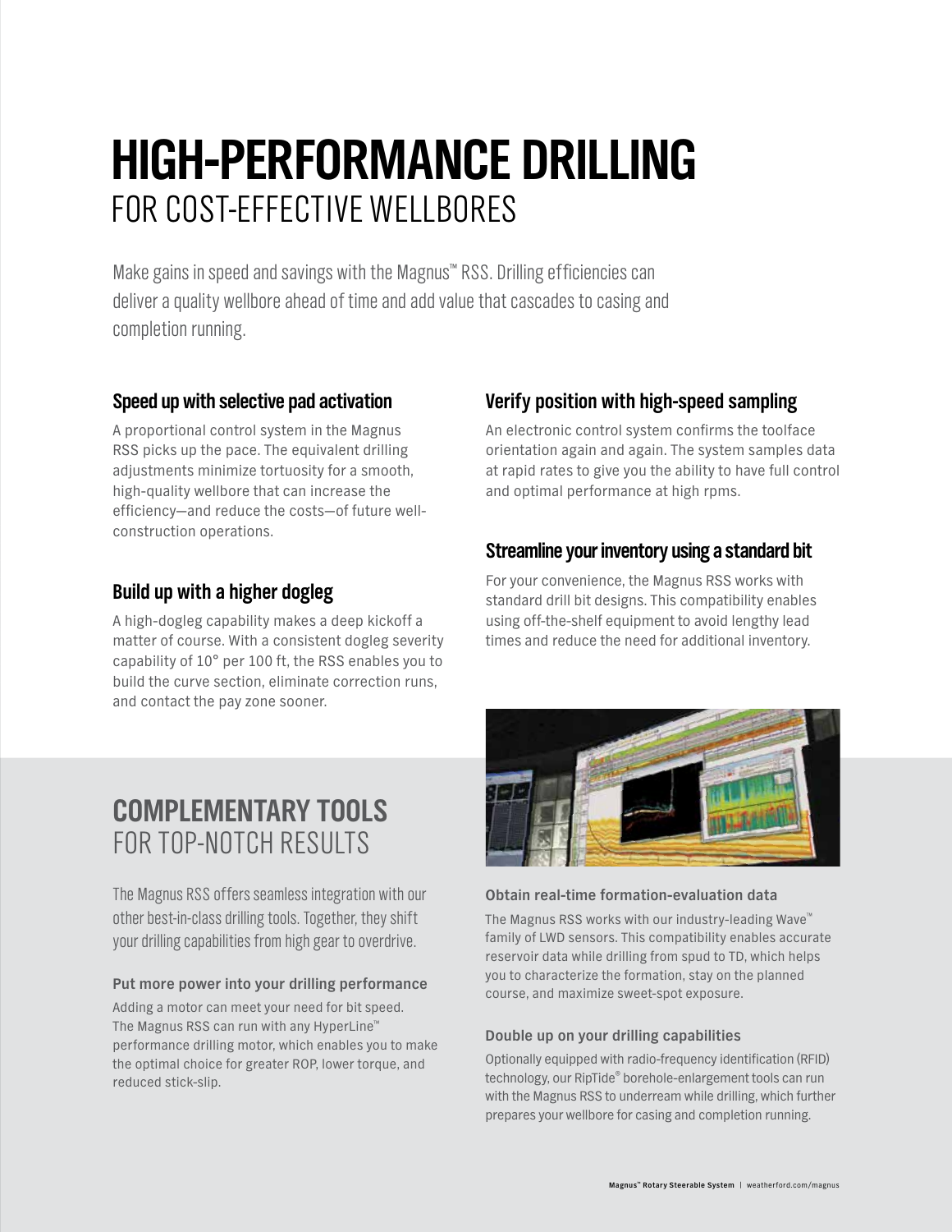# HIGH-PERFORMANCE DRILLING
## FOR COST-EFFECTIVE WELLBORES

Make gains in speed and savings with the Magnus™ RSS. Drilling efficiencies can deliver a quality wellbore ahead of time and add value that cascades to casing and completion running.

### Speed up with selective pad activation

A proportional control system in the Magnus RSS picks up the pace. The equivalent drilling adjustments minimize tortuosity for a smooth, high-quality wellbore that can increase the efficiency—and reduce the costs—of future well-construction operations.

### Build up with a higher dogleg

A high-dogleg capability makes a deep kickoff a matter of course. With a consistent dogleg severity capability of 10° per 100 ft, the RSS enables you to build the curve section, eliminate correction runs, and contact the pay zone sooner.

### Verify position with high-speed sampling

An electronic control system confirms the toolface orientation again and again. The system samples data at rapid rates to give you the ability to have full control and optimal performance at high rpms.

### Streamline your inventory using a standard bit

For your convenience, the Magnus RSS works with standard drill bit designs. This compatibility enables using off-the-shelf equipment to avoid lengthy lead times and reduce the need for additional inventory.

# COMPLEMENTARY TOOLS
## FOR TOP-NOTCH RESULTS

The Magnus RSS offers seamless integration with our other best-in-class drilling tools. Together, they shift your drilling capabilities from high gear to overdrive.

#### Put more power into your drilling performance

Adding a motor can meet your need for bit speed. The Magnus RSS can run with any HyperLine™ performance drilling motor, which enables you to make the optimal choice for greater ROP, lower torque, and reduced stick-slip.

#### Obtain real-time formation-evaluation data

The Magnus RSS works with our industry-leading Wave™ family of LWD sensors. This compatibility enables accurate reservoir data while drilling from spud to TD, which helps you to characterize the formation, stay on the planned course, and maximize sweet-spot exposure.

#### Double up on your drilling capabilities

Optionally equipped with radio-frequency identification (RFID) technology, our RipTide® borehole-enlargement tools can run with the Magnus RSS to underream while drilling, which further prepares your wellbore for casing and completion running.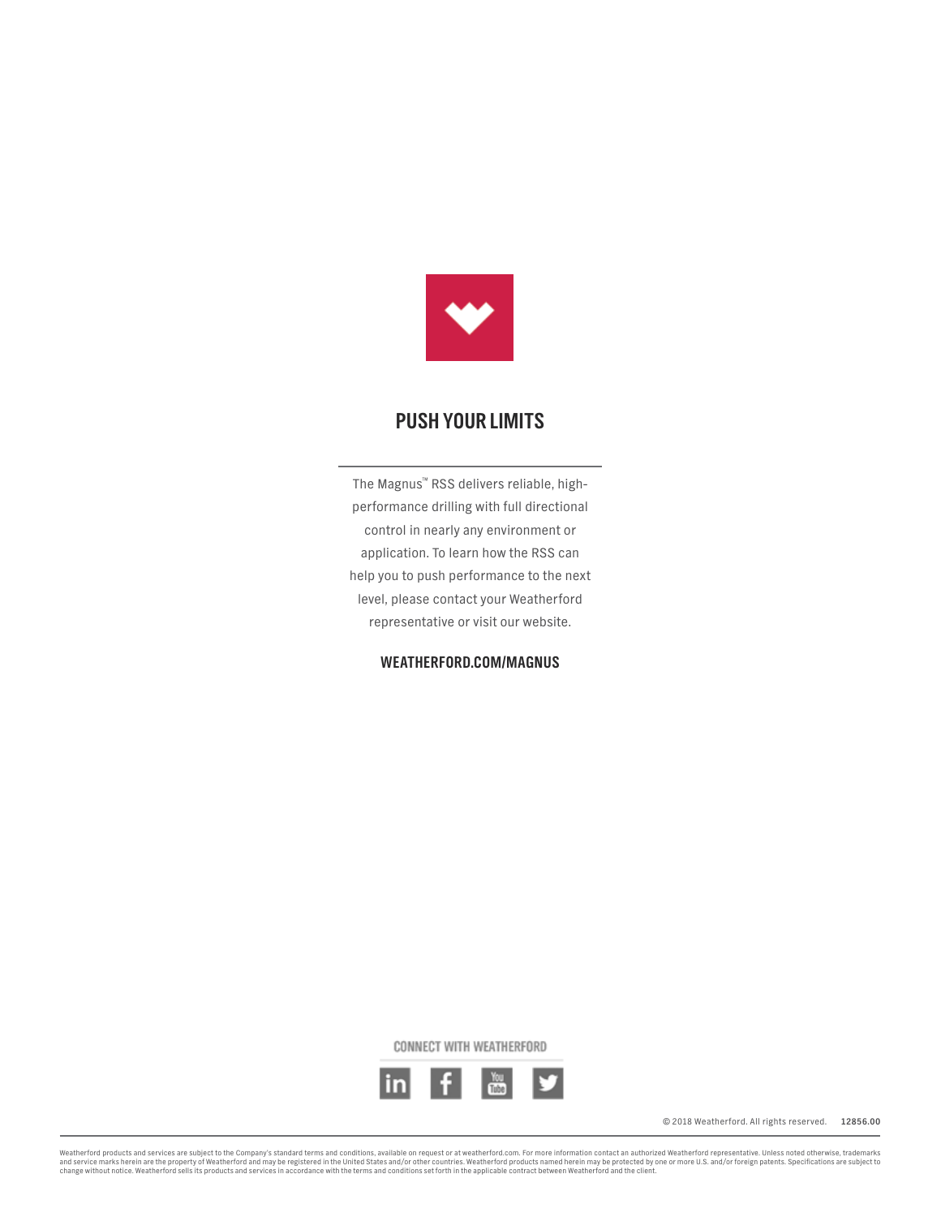## PUSH YOUR LIMITS

The Magnus™ RSS delivers reliable, high-performance drilling with full directional control in nearly any environment or application. To learn how the RSS can help you to push performance to the next level, please contact your Weatherford representative or visit our website.

**WEATHERFORD.COM/MAGNUS**

CONNECT WITH WEATHERFORD

© 2018 Weatherford. All rights reserved. **12856.00**

Weatherford products and services are subject to the Company's standard terms and conditions, available on request or at weatherford.com. For more information contact an authorized Weatherford representative. Unless noted otherwise, trademarks and service marks herein are the property of Weatherford and may be registered in the United States and/or other countries. Weatherford products named herein may be protected by one or more U.S. and/or foreign patents. Specifications are subject to change without notice. Weatherford sells its products and services in accordance with the terms and conditions set forth in the applicable contract between Weatherford and the client.